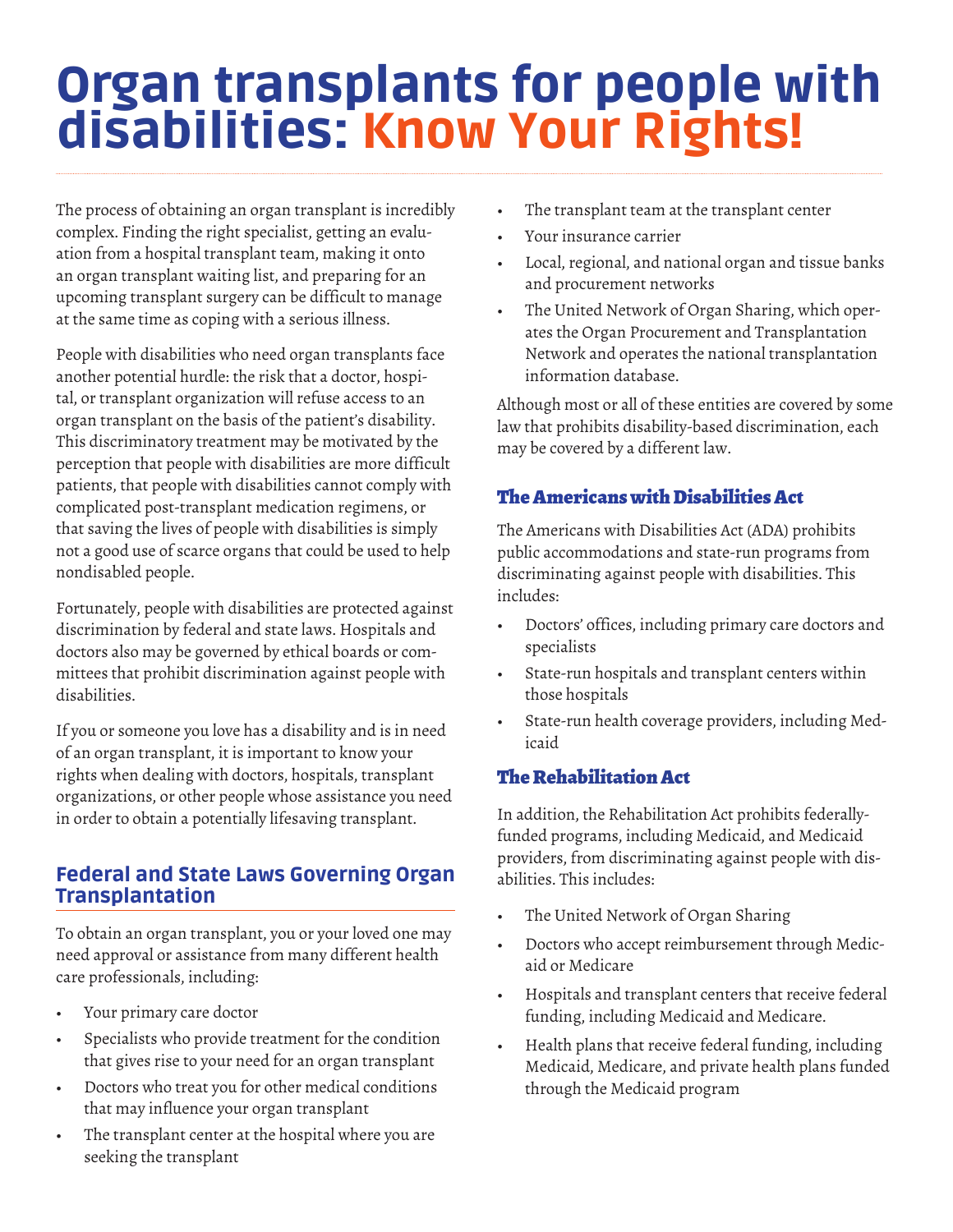# Organ transplants for people with disabilities: Know Your Rights!

The process of obtaining an organ transplant is incredibly complex. Finding the right specialist, getting an evaluation from a hospital transplant team, making it onto an organ transplant waiting list, and preparing for an upcoming transplant surgery can be difficult to manage at the same time as coping with a serious illness.

People with disabilities who need organ transplants face another potential hurdle: the risk that a doctor, hospital, or transplant organization will refuse access to an organ transplant on the basis of the patient's disability. This discriminatory treatment may be motivated by the perception that people with disabilities are more difficult patients, that people with disabilities cannot comply with complicated post-transplant medication regimens, or that saving the lives of people with disabilities is simply not a good use of scarce organs that could be used to help nondisabled people.

Fortunately, people with disabilities are protected against discrimination by federal and state laws. Hospitals and doctors also may be governed by ethical boards or committees that prohibit discrimination against people with disabilities.

If you or someone you love has a disability and is in need of an organ transplant, it is important to know your rights when dealing with doctors, hospitals, transplant organizations, or other people whose assistance you need in order to obtain a potentially lifesaving transplant.

## Federal and State Laws Governing Organ Transplantation

To obtain an organ transplant, you or your loved one may need approval or assistance from many different health care professionals, including:

- Your primary care doctor
- Specialists who provide treatment for the condition that gives rise to your need for an organ transplant
- Doctors who treat you for other medical conditions that may influence your organ transplant
- The transplant center at the hospital where you are seeking the transplant
- The transplant team at the transplant center
- Your insurance carrier
- Local, regional, and national organ and tissue banks and procurement networks
- The United Network of Organ Sharing, which operates the Organ Procurement and Transplantation Network and operates the national transplantation information database.

Although most or all of these entities are covered by some law that prohibits disability-based discrimination, each may be covered by a different law.

### The Americans with Disabilities Act

The Americans with Disabilities Act (ADA) prohibits public accommodations and state-run programs from discriminating against people with disabilities. This includes:

- Doctors' offices, including primary care doctors and specialists
- State-run hospitals and transplant centers within those hospitals
- State-run health coverage providers, including Medicaid

### The Rehabilitation Act

In addition, the Rehabilitation Act prohibits federally-funded programs, including Medicaid, and Medicaid providers, from discriminating against people with disabilities. This includes:

- The United Network of Organ Sharing
- Doctors who accept reimbursement through Medicaid or Medicare
- Hospitals and transplant centers that receive federal funding, including Medicaid and Medicare.
- Health plans that receive federal funding, including Medicaid, Medicare, and private health plans funded through the Medicaid program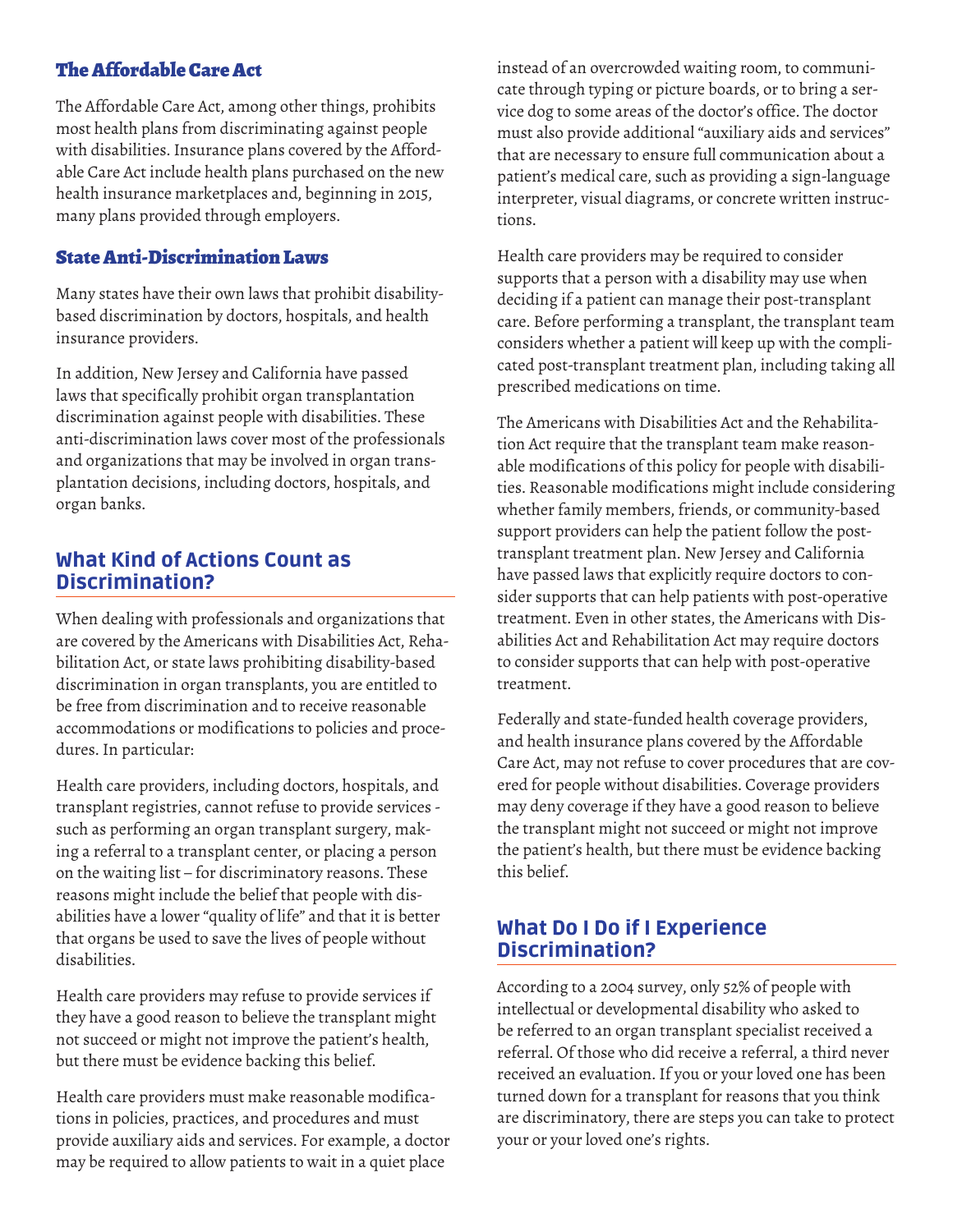### The Affordable Care Act

The Affordable Care Act, among other things, prohibits most health plans from discriminating against people with disabilities. Insurance plans covered by the Affordable Care Act include health plans purchased on the new health insurance marketplaces and, beginning in 2015, many plans provided through employers.

### State Anti-Discrimination Laws

Many states have their own laws that prohibit disability-based discrimination by doctors, hospitals, and health insurance providers.

In addition, New Jersey and California have passed laws that specifically prohibit organ transplantation discrimination against people with disabilities. These anti-discrimination laws cover most of the professionals and organizations that may be involved in organ transplantation decisions, including doctors, hospitals, and organ banks.

## What Kind of Actions Count as Discrimination?

When dealing with professionals and organizations that are covered by the Americans with Disabilities Act, Rehabilitation Act, or state laws prohibiting disability-based discrimination in organ transplants, you are entitled to be free from discrimination and to receive reasonable accommodations or modifications to policies and procedures. In particular:

Health care providers, including doctors, hospitals, and transplant registries, cannot refuse to provide services - such as performing an organ transplant surgery, making a referral to a transplant center, or placing a person on the waiting list – for discriminatory reasons. These reasons might include the belief that people with disabilities have a lower "quality of life" and that it is better that organs be used to save the lives of people without disabilities.

Health care providers may refuse to provide services if they have a good reason to believe the transplant might not succeed or might not improve the patient's health, but there must be evidence backing this belief.

Health care providers must make reasonable modifications in policies, practices, and procedures and must provide auxiliary aids and services. For example, a doctor may be required to allow patients to wait in a quiet place instead of an overcrowded waiting room, to communicate through typing or picture boards, or to bring a service dog to some areas of the doctor's office. The doctor must also provide additional "auxiliary aids and services" that are necessary to ensure full communication about a patient's medical care, such as providing a sign-language interpreter, visual diagrams, or concrete written instructions.

Health care providers may be required to consider supports that a person with a disability may use when deciding if a patient can manage their post-transplant care. Before performing a transplant, the transplant team considers whether a patient will keep up with the complicated post-transplant treatment plan, including taking all prescribed medications on time.

The Americans with Disabilities Act and the Rehabilitation Act require that the transplant team make reasonable modifications of this policy for people with disabilities. Reasonable modifications might include considering whether family members, friends, or community-based support providers can help the patient follow the post-transplant treatment plan. New Jersey and California have passed laws that explicitly require doctors to consider supports that can help patients with post-operative treatment. Even in other states, the Americans with Disabilities Act and Rehabilitation Act may require doctors to consider supports that can help with post-operative treatment.

Federally and state-funded health coverage providers, and health insurance plans covered by the Affordable Care Act, may not refuse to cover procedures that are covered for people without disabilities. Coverage providers may deny coverage if they have a good reason to believe the transplant might not succeed or might not improve the patient's health, but there must be evidence backing this belief.

## What Do I Do if I Experience Discrimination?

According to a 2004 survey, only 52% of people with intellectual or developmental disability who asked to be referred to an organ transplant specialist received a referral. Of those who did receive a referral, a third never received an evaluation. If you or your loved one has been turned down for a transplant for reasons that you think are discriminatory, there are steps you can take to protect your or your loved one's rights.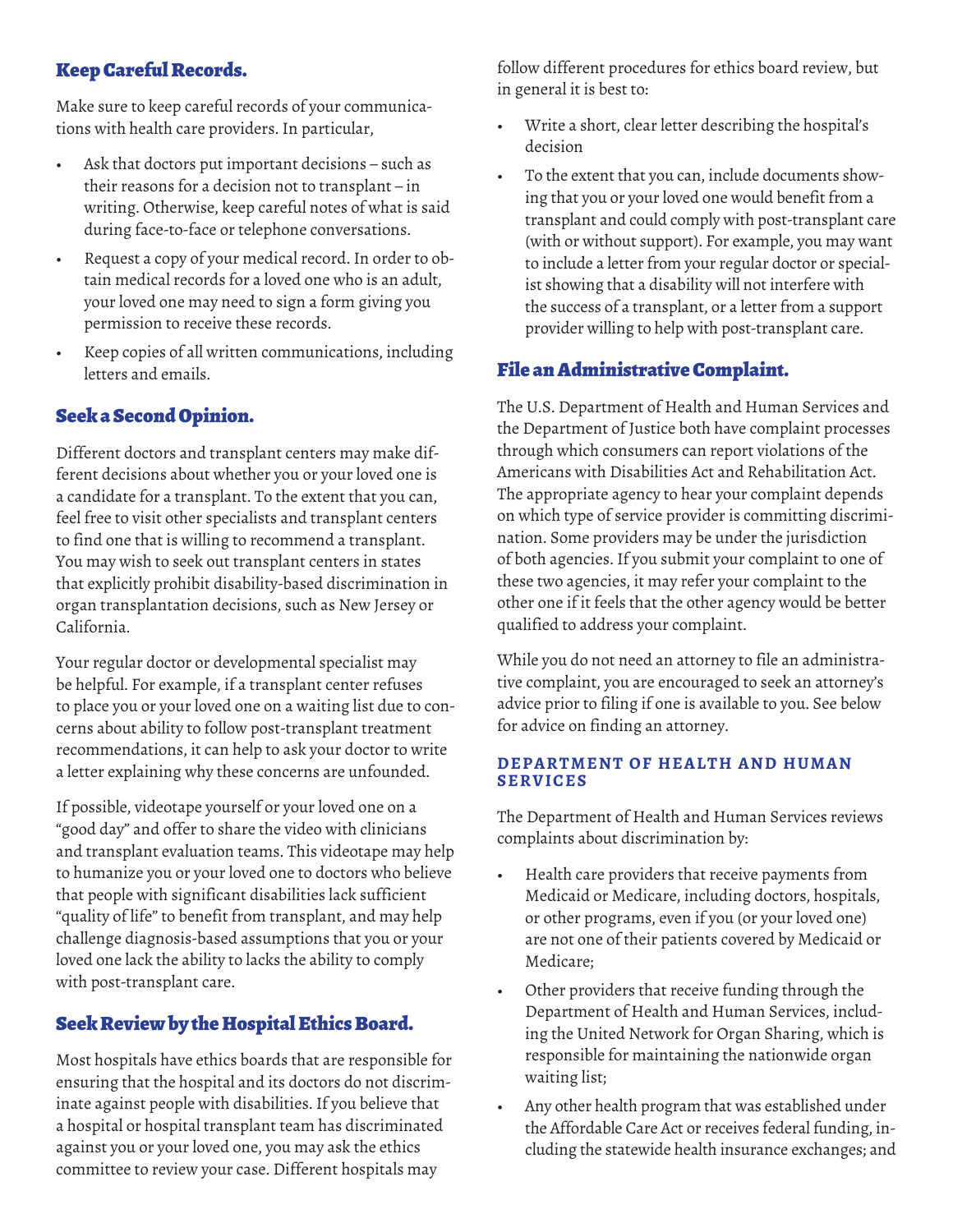## Keep Careful Records.

Make sure to keep careful records of your communications with health care providers. In particular,

- Ask that doctors put important decisions – such as their reasons for a decision not to transplant – in writing. Otherwise, keep careful notes of what is said during face-to-face or telephone conversations.
- Request a copy of your medical record. In order to obtain medical records for a loved one who is an adult, your loved one may need to sign a form giving you permission to receive these records.
- Keep copies of all written communications, including letters and emails.

## Seek a Second Opinion.

Different doctors and transplant centers may make different decisions about whether you or your loved one is a candidate for a transplant. To the extent that you can, feel free to visit other specialists and transplant centers to find one that is willing to recommend a transplant. You may wish to seek out transplant centers in states that explicitly prohibit disability-based discrimination in organ transplantation decisions, such as New Jersey or California.

Your regular doctor or developmental specialist may be helpful. For example, if a transplant center refuses to place you or your loved one on a waiting list due to concerns about ability to follow post-transplant treatment recommendations, it can help to ask your doctor to write a letter explaining why these concerns are unfounded.

If possible, videotape yourself or your loved one on a "good day" and offer to share the video with clinicians and transplant evaluation teams. This videotape may help to humanize you or your loved one to doctors who believe that people with significant disabilities lack sufficient "quality of life" to benefit from transplant, and may help challenge diagnosis-based assumptions that you or your loved one lack the ability to lacks the ability to comply with post-transplant care.

## Seek Review by the Hospital Ethics Board.

Most hospitals have ethics boards that are responsible for ensuring that the hospital and its doctors do not discriminate against people with disabilities. If you believe that a hospital or hospital transplant team has discriminated against you or your loved one, you may ask the ethics committee to review your case. Different hospitals may follow different procedures for ethics board review, but in general it is best to:

- Write a short, clear letter describing the hospital's decision
- To the extent that you can, include documents showing that you or your loved one would benefit from a transplant and could comply with post-transplant care (with or without support). For example, you may want to include a letter from your regular doctor or specialist showing that a disability will not interfere with the success of a transplant, or a letter from a support provider willing to help with post-transplant care.

## File an Administrative Complaint.

The U.S. Department of Health and Human Services and the Department of Justice both have complaint processes through which consumers can report violations of the Americans with Disabilities Act and Rehabilitation Act. The appropriate agency to hear your complaint depends on which type of service provider is committing discrimination. Some providers may be under the jurisdiction of both agencies. If you submit your complaint to one of these two agencies, it may refer your complaint to the other one if it feels that the other agency would be better qualified to address your complaint.

While you do not need an attorney to file an administrative complaint, you are encouraged to seek an attorney's advice prior to filing if one is available to you. See below for advice on finding an attorney.

### DEPARTMENT OF HEALTH AND HUMAN SERVICES

The Department of Health and Human Services reviews complaints about discrimination by:

- Health care providers that receive payments from Medicaid or Medicare, including doctors, hospitals, or other programs, even if you (or your loved one) are not one of their patients covered by Medicaid or Medicare;
- Other providers that receive funding through the Department of Health and Human Services, including the United Network for Organ Sharing, which is responsible for maintaining the nationwide organ waiting list;
- Any other health program that was established under the Affordable Care Act or receives federal funding, including the statewide health insurance exchanges; and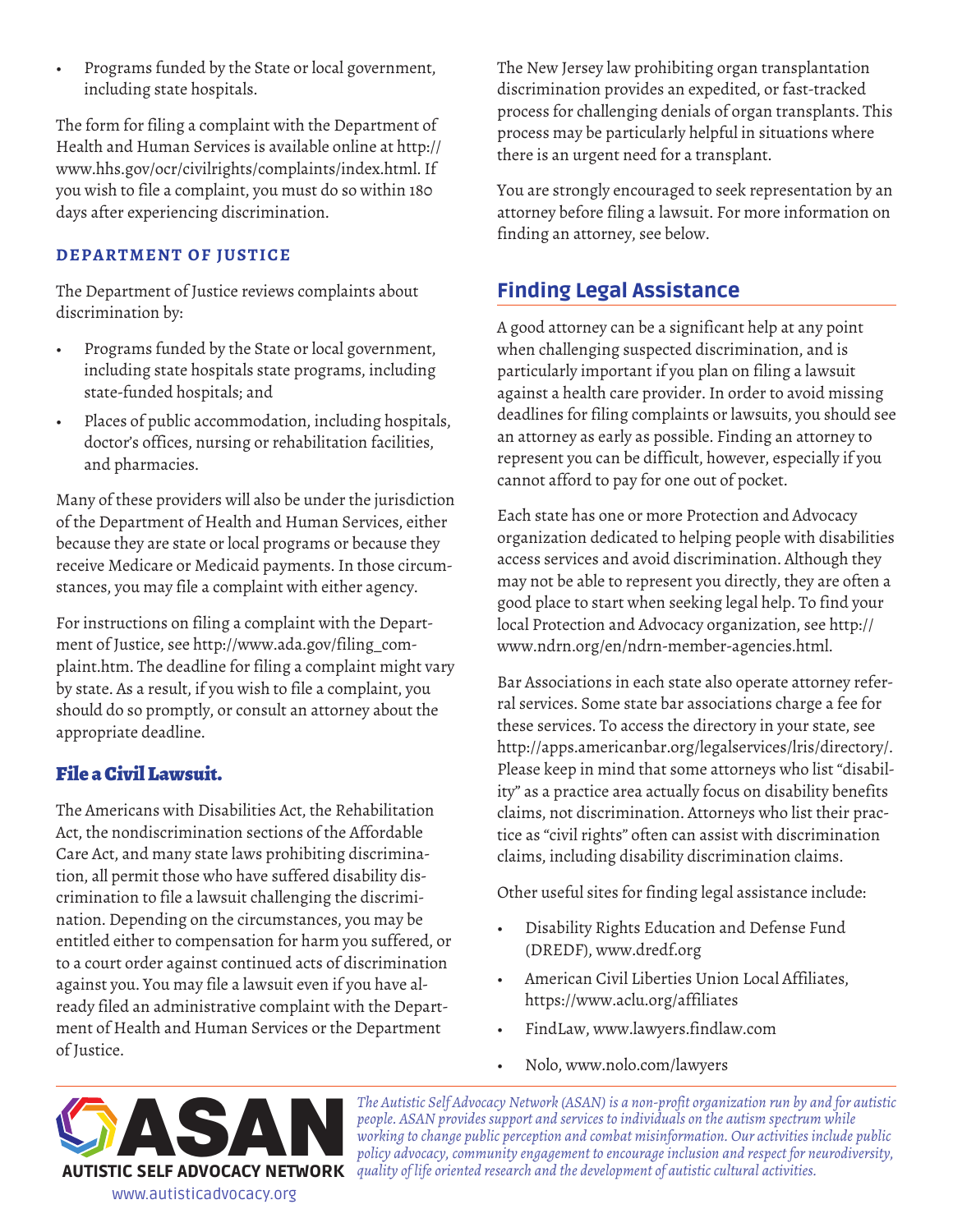- Programs funded by the State or local government, including state hospitals.

The form for filing a complaint with the Department of Health and Human Services is available online at http://www.hhs.gov/ocr/civilrights/complaints/index.html. If you wish to file a complaint, you must do so within 180 days after experiencing discrimination.

### DEPARTMENT OF JUSTICE

The Department of Justice reviews complaints about discrimination by:

- Programs funded by the State or local government, including state hospitals state programs, including state-funded hospitals; and
- Places of public accommodation, including hospitals, doctor's offices, nursing or rehabilitation facilities, and pharmacies.

Many of these providers will also be under the jurisdiction of the Department of Health and Human Services, either because they are state or local programs or because they receive Medicare or Medicaid payments. In those circumstances, you may file a complaint with either agency.

For instructions on filing a complaint with the Department of Justice, see http://www.ada.gov/filing_complaint.htm. The deadline for filing a complaint might vary by state. As a result, if you wish to file a complaint, you should do so promptly, or consult an attorney about the appropriate deadline.

### File a Civil Lawsuit.

The Americans with Disabilities Act, the Rehabilitation Act, the nondiscrimination sections of the Affordable Care Act, and many state laws prohibiting discrimination, all permit those who have suffered disability discrimination to file a lawsuit challenging the discrimination. Depending on the circumstances, you may be entitled either to compensation for harm you suffered, or to a court order against continued acts of discrimination against you. You may file a lawsuit even if you have already filed an administrative complaint with the Department of Health and Human Services or the Department of Justice.

The New Jersey law prohibiting organ transplantation discrimination provides an expedited, or fast-tracked process for challenging denials of organ transplants. This process may be particularly helpful in situations where there is an urgent need for a transplant.

You are strongly encouraged to seek representation by an attorney before filing a lawsuit. For more information on finding an attorney, see below.

## Finding Legal Assistance

A good attorney can be a significant help at any point when challenging suspected discrimination, and is particularly important if you plan on filing a lawsuit against a health care provider. In order to avoid missing deadlines for filing complaints or lawsuits, you should see an attorney as early as possible. Finding an attorney to represent you can be difficult, however, especially if you cannot afford to pay for one out of pocket.

Each state has one or more Protection and Advocacy organization dedicated to helping people with disabilities access services and avoid discrimination. Although they may not be able to represent you directly, they are often a good place to start when seeking legal help. To find your local Protection and Advocacy organization, see http://www.ndrn.org/en/ndrn-member-agencies.html.

Bar Associations in each state also operate attorney referral services. Some state bar associations charge a fee for these services. To access the directory in your state, see http://apps.americanbar.org/legalservices/lris/directory/. Please keep in mind that some attorneys who list "disability" as a practice area actually focus on disability benefits claims, not discrimination. Attorneys who list their practice as "civil rights" often can assist with discrimination claims, including disability discrimination claims.

Other useful sites for finding legal assistance include:

- Disability Rights Education and Defense Fund (DREDF), www.dredf.org
- American Civil Liberties Union Local Affiliates, https://www.aclu.org/affiliates
- FindLaw, www.lawyers.findlaw.com
- Nolo, www.nolo.com/lawyers

ASAN
AUTISTIC SELF ADVOCACY NETWORK
www.autisticadvocacy.org

*The Autistic Self Advocacy Network (ASAN) is a non-profit organization run by and for autistic people. ASAN provides support and services to individuals on the autism spectrum while working to change public perception and combat misinformation. Our activities include public policy advocacy, community engagement to encourage inclusion and respect for neurodiversity, quality of life oriented research and the development of autistic cultural activities.*